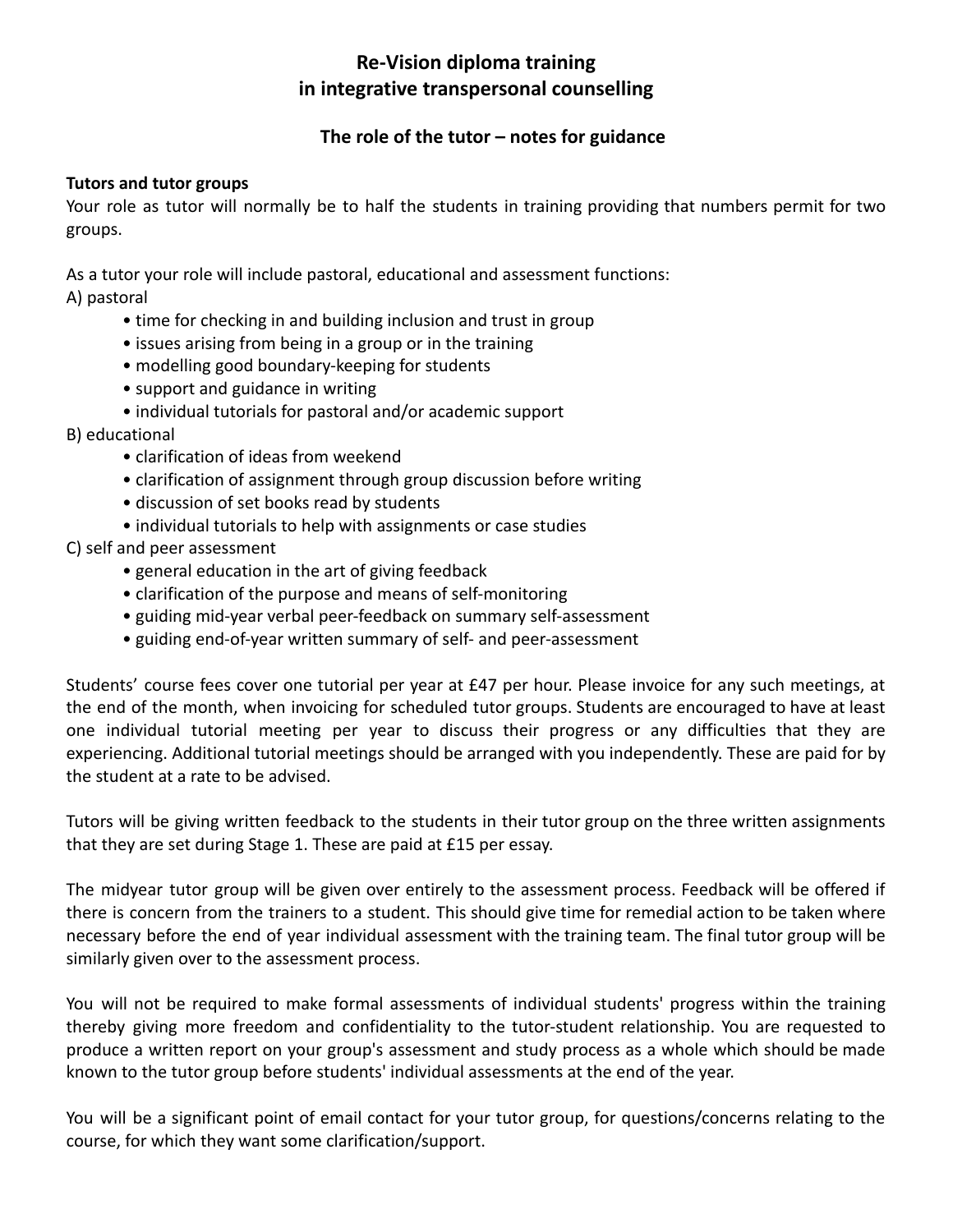# Re-Vision diploma training
# in integrative transpersonal counselling

## The role of the tutor – notes for guidance

**Tutors and tutor groups**

Your role as tutor will normally be to half the students in training providing that numbers permit for two groups.

As a tutor your role will include pastoral, educational and assessment functions:

A) pastoral
- time for checking in and building inclusion and trust in group
- issues arising from being in a group or in the training
- modelling good boundary-keeping for students
- support and guidance in writing
- individual tutorials for pastoral and/or academic support

B) educational
- clarification of ideas from weekend
- clarification of assignment through group discussion before writing
- discussion of set books read by students
- individual tutorials to help with assignments or case studies

C) self and peer assessment
- general education in the art of giving feedback
- clarification of the purpose and means of self-monitoring
- guiding mid-year verbal peer-feedback on summary self-assessment
- guiding end-of-year written summary of self- and peer-assessment

Students' course fees cover one tutorial per year at £47 per hour. Please invoice for any such meetings, at the end of the month, when invoicing for scheduled tutor groups. Students are encouraged to have at least one individual tutorial meeting per year to discuss their progress or any difficulties that they are experiencing. Additional tutorial meetings should be arranged with you independently. These are paid for by the student at a rate to be advised.

Tutors will be giving written feedback to the students in their tutor group on the three written assignments that they are set during Stage 1. These are paid at £15 per essay.

The midyear tutor group will be given over entirely to the assessment process. Feedback will be offered if there is concern from the trainers to a student. This should give time for remedial action to be taken where necessary before the end of year individual assessment with the training team. The final tutor group will be similarly given over to the assessment process.

You will not be required to make formal assessments of individual students' progress within the training thereby giving more freedom and confidentiality to the tutor-student relationship. You are requested to produce a written report on your group's assessment and study process as a whole which should be made known to the tutor group before students' individual assessments at the end of the year.

You will be a significant point of email contact for your tutor group, for questions/concerns relating to the course, for which they want some clarification/support.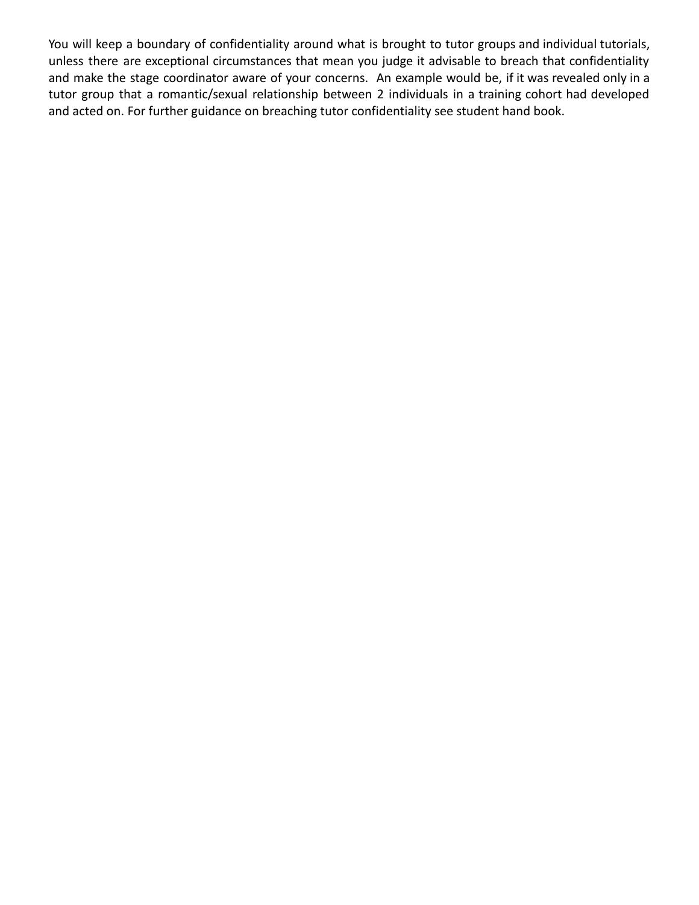You will keep a boundary of confidentiality around what is brought to tutor groups and individual tutorials, unless there are exceptional circumstances that mean you judge it advisable to breach that confidentiality and make the stage coordinator aware of your concerns.  An example would be, if it was revealed only in a tutor group that a romantic/sexual relationship between 2 individuals in a training cohort had developed and acted on. For further guidance on breaching tutor confidentiality see student hand book.